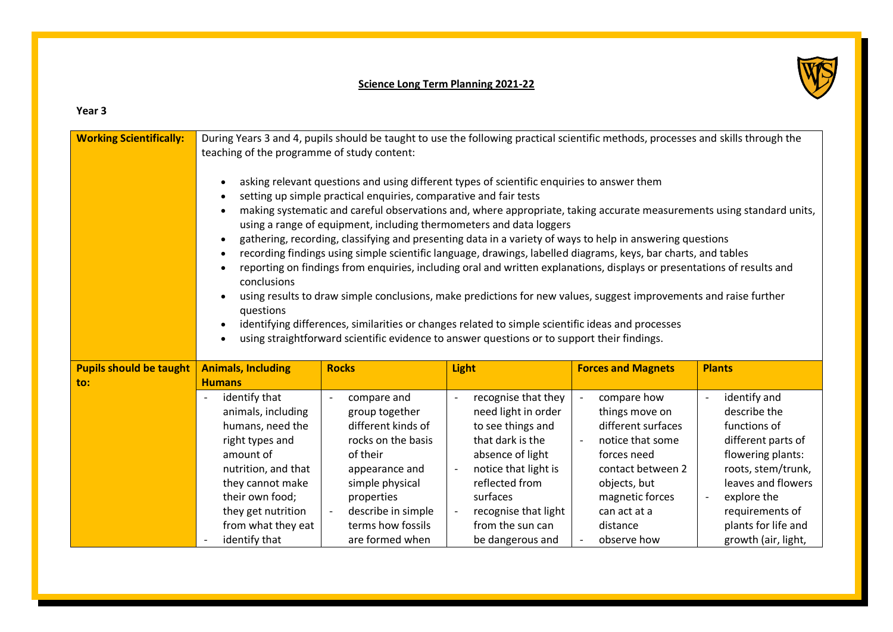**Science Long Term Planning 2021-22**

**Year 3**

| **Working Scientifically:** | During Years 3 and 4, pupils should be taught to use the following practical scientific methods, processes and skills through the teaching of the programme of study content:<br><br>• asking relevant questions and using different types of scientific enquiries to answer them<br>• setting up simple practical enquiries, comparative and fair tests<br>• making systematic and careful observations and, where appropriate, taking accurate measurements using standard units, using a range of equipment, including thermometers and data loggers<br>• gathering, recording, classifying and presenting data in a variety of ways to help in answering questions<br>• recording findings using simple scientific language, drawings, labelled diagrams, keys, bar charts, and tables<br>• reporting on findings from enquiries, including oral and written explanations, displays or presentations of results and conclusions<br>• using results to draw simple conclusions, make predictions for new values, suggest improvements and raise further questions<br>• identifying differences, similarities or changes related to simple scientific ideas and processes<br>• using straightforward scientific evidence to answer questions or to support their findings. | | | | |
|---|---|---|---|---|---|
| **Pupils should be taught to:** | **Animals, Including Humans** | **Rocks** | **Light** | **Forces and Magnets** | **Plants** |
| | - identify that animals, including humans, need the right types and amount of nutrition, and that they cannot make their own food; they get nutrition from what they eat<br>- identify that | - compare and group together different kinds of rocks on the basis of their appearance and simple physical properties<br>- describe in simple terms how fossils are formed when | - recognise that they need light in order to see things and that dark is the absence of light<br>- notice that light is reflected from surfaces<br>- recognise that light from the sun can be dangerous and | - compare how things move on different surfaces<br>- notice that some forces need contact between 2 objects, but magnetic forces can act at a distance<br>- observe how | - identify and describe the functions of different parts of flowering plants: roots, stem/trunk, leaves and flowers<br>- explore the requirements of plants for life and growth (air, light, |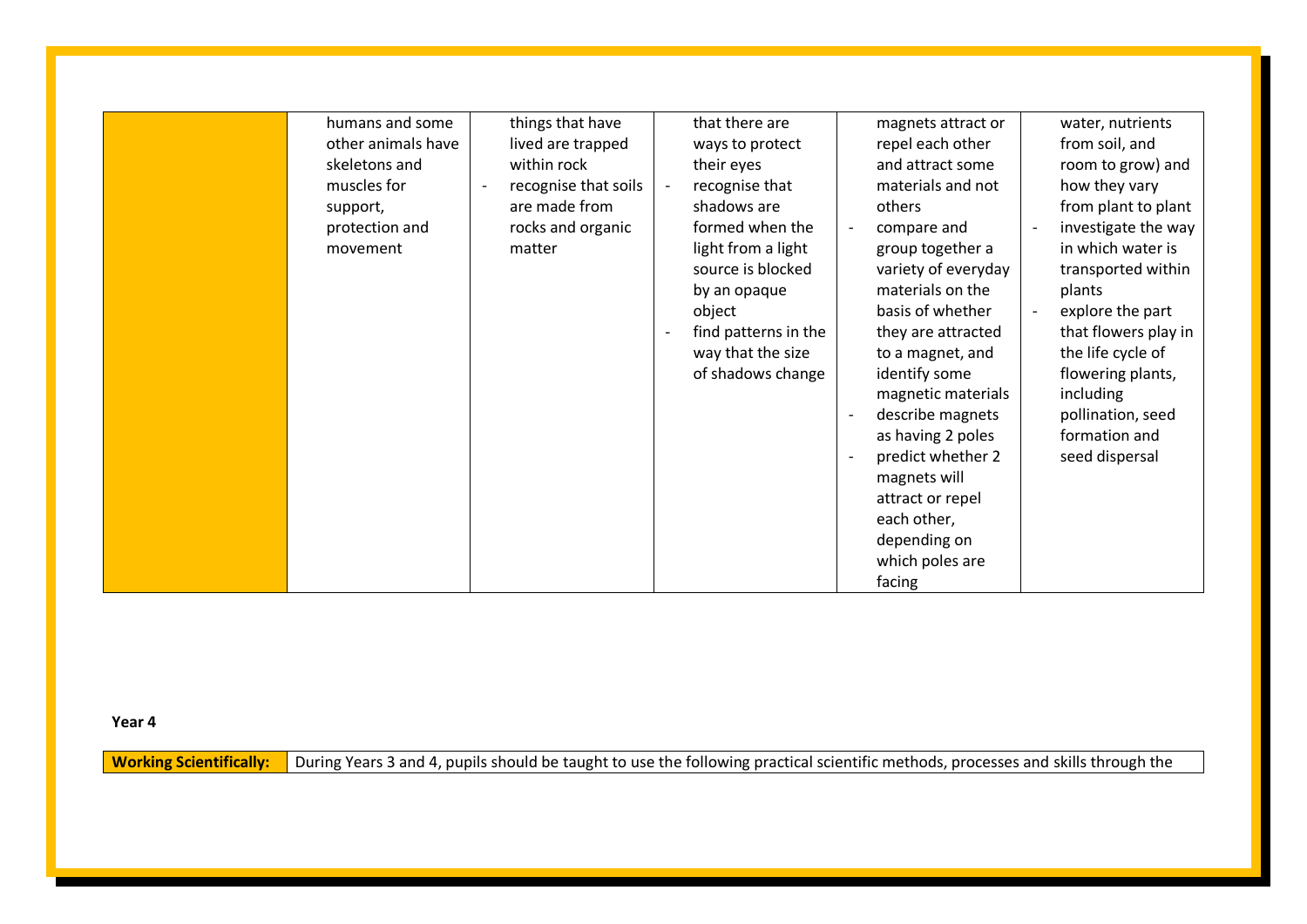| | | | | | |
|---|---|---|---|---|---|
| | humans and some other animals have skeletons and muscles for support, protection and movement | things that have lived are trapped within rock<br>- recognise that soils are made from rocks and organic matter | that there are ways to protect their eyes<br>- recognise that shadows are formed when the light from a light source is blocked by an opaque object<br>- find patterns in the way that the size of shadows change | magnets attract or repel each other and attract some materials and not others<br>- compare and group together a variety of everyday materials on the basis of whether they are attracted to a magnet, and identify some magnetic materials<br>- describe magnets as having 2 poles<br>- predict whether 2 magnets will attract or repel each other, depending on which poles are facing | water, nutrients from soil, and room to grow) and how they vary from plant to plant<br>- investigate the way in which water is transported within plants<br>- explore the part that flowers play in the life cycle of flowering plants, including pollination, seed formation and seed dispersal |

**Year 4**

| | |
|---|---|
| **Working Scientifically:** | During Years 3 and 4, pupils should be taught to use the following practical scientific methods, processes and skills through the |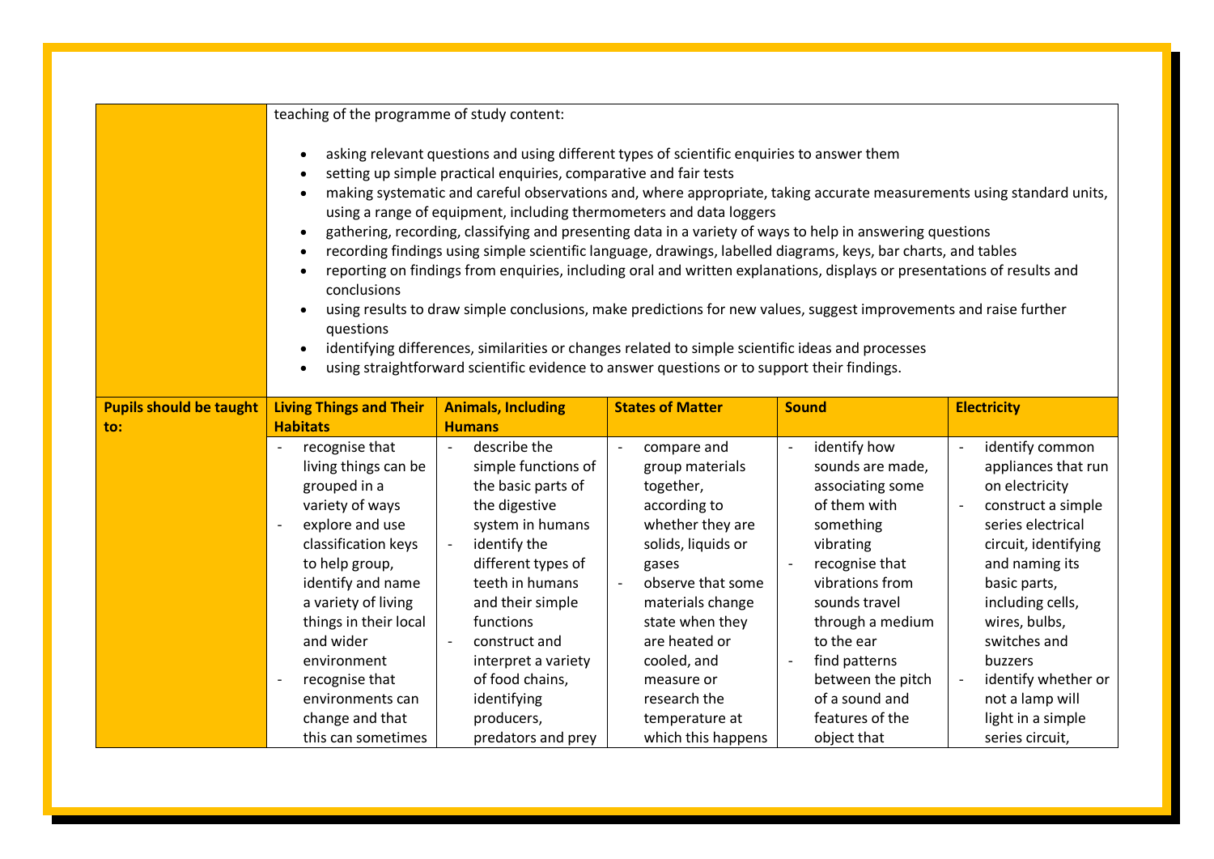| | | | | | |
|---|---|---|---|---|---|
| | teaching of the programme of study content:<br><br>• asking relevant questions and using different types of scientific enquiries to answer them<br>• setting up simple practical enquiries, comparative and fair tests<br>• making systematic and careful observations and, where appropriate, taking accurate measurements using standard units, using a range of equipment, including thermometers and data loggers<br>• gathering, recording, classifying and presenting data in a variety of ways to help in answering questions<br>• recording findings using simple scientific language, drawings, labelled diagrams, keys, bar charts, and tables<br>• reporting on findings from enquiries, including oral and written explanations, displays or presentations of results and conclusions<br>• using results to draw simple conclusions, make predictions for new values, suggest improvements and raise further questions<br>• identifying differences, similarities or changes related to simple scientific ideas and processes<br>• using straightforward scientific evidence to answer questions or to support their findings. | | | | |
| **Pupils should be taught to:** | **Living Things and Their Habitats** | **Animals, Including Humans** | **States of Matter** | **Sound** | **Electricity** |
| | - recognise that living things can be grouped in a variety of ways<br>- explore and use classification keys to help group, identify and name a variety of living things in their local and wider environment<br>- recognise that environments can change and that this can sometimes | - describe the simple functions of the basic parts of the digestive system in humans<br>- identify the different types of teeth in humans and their simple functions<br>- construct and interpret a variety of food chains, identifying producers, predators and prey | - compare and group materials together, according to whether they are solids, liquids or gases<br>- observe that some materials change state when they are heated or cooled, and measure or research the temperature at which this happens | - identify how sounds are made, associating some of them with something vibrating<br>- recognise that vibrations from sounds travel through a medium to the ear<br>- find patterns between the pitch of a sound and features of the object that | - identify common appliances that run on electricity<br>- construct a simple series electrical circuit, identifying and naming its basic parts, including cells, wires, bulbs, switches and buzzers<br>- identify whether or not a lamp will light in a simple series circuit, |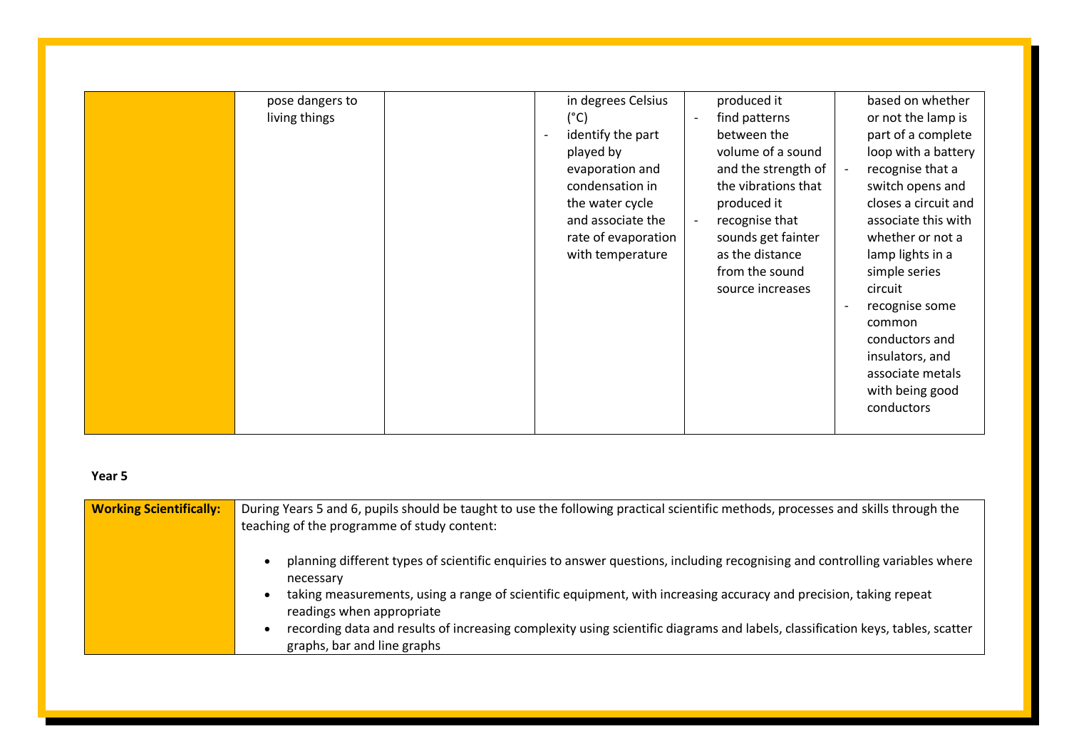| | | | | | |
|---|---|---|---|---|---|
| | pose dangers to living things | | in degrees Celsius (°C)<br>- identify the part played by evaporation and condensation in the water cycle and associate the rate of evaporation with temperature | produced it<br>- find patterns between the volume of a sound and the strength of the vibrations that produced it<br>- recognise that sounds get fainter as the distance from the sound source increases | based on whether or not the lamp is part of a complete loop with a battery<br>- recognise that a switch opens and closes a circuit and associate this with whether or not a lamp lights in a simple series circuit<br>- recognise some common conductors and insulators, and associate metals with being good conductors |

**Year 5**

| **Working Scientifically:** | During Years 5 and 6, pupils should be taught to use the following practical scientific methods, processes and skills through the teaching of the programme of study content:<br><br>• planning different types of scientific enquiries to answer questions, including recognising and controlling variables where necessary<br>• taking measurements, using a range of scientific equipment, with increasing accuracy and precision, taking repeat readings when appropriate<br>• recording data and results of increasing complexity using scientific diagrams and labels, classification keys, tables, scatter graphs, bar and line graphs |
|---|---|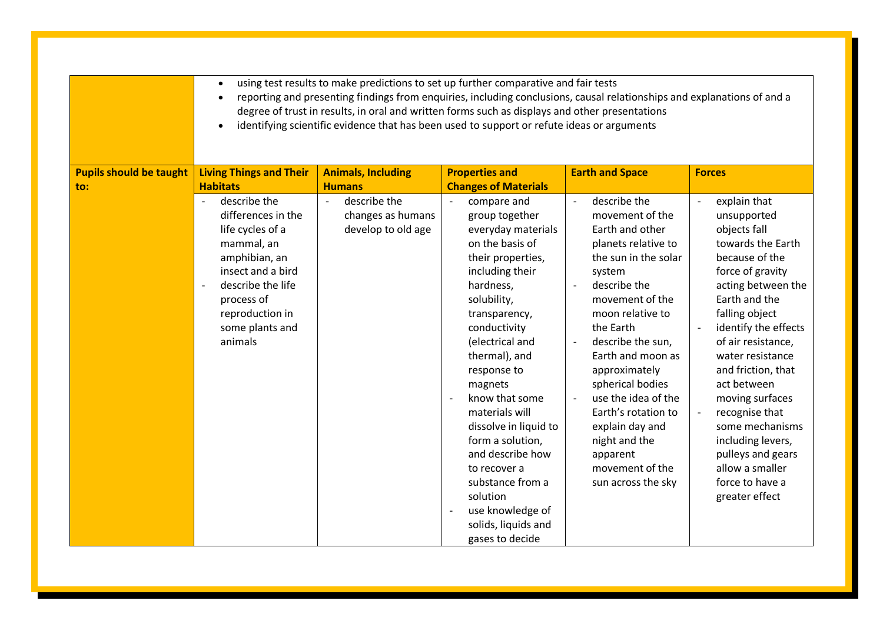| | | | | | |
|---|---|---|---|---|---|
| | • using test results to make predictions to set up further comparative and fair tests<br>• reporting and presenting findings from enquiries, including conclusions, causal relationships and explanations of and a degree of trust in results, in oral and written forms such as displays and other presentations<br>• identifying scientific evidence that has been used to support or refute ideas or arguments | | | | |
| **Pupils should be taught to:** | **Living Things and Their Habitats** | **Animals, Including Humans** | **Properties and Changes of Materials** | **Earth and Space** | **Forces** |
| | - describe the differences in the life cycles of a mammal, an amphibian, an insect and a bird<br>- describe the life process of reproduction in some plants and animals | - describe the changes as humans develop to old age | - compare and group together everyday materials on the basis of their properties, including their hardness, solubility, transparency, conductivity (electrical and thermal), and response to magnets<br>- know that some materials will dissolve in liquid to form a solution, and describe how to recover a substance from a solution<br>- use knowledge of solids, liquids and gases to decide | - describe the movement of the Earth and other planets relative to the sun in the solar system<br>- describe the movement of the moon relative to the Earth<br>- describe the sun, Earth and moon as approximately spherical bodies<br>- use the idea of the Earth's rotation to explain day and night and the apparent movement of the sun across the sky | - explain that unsupported objects fall towards the Earth because of the force of gravity acting between the Earth and the falling object<br>- identify the effects of air resistance, water resistance and friction, that act between moving surfaces<br>- recognise that some mechanisms including levers, pulleys and gears allow a smaller force to have a greater effect |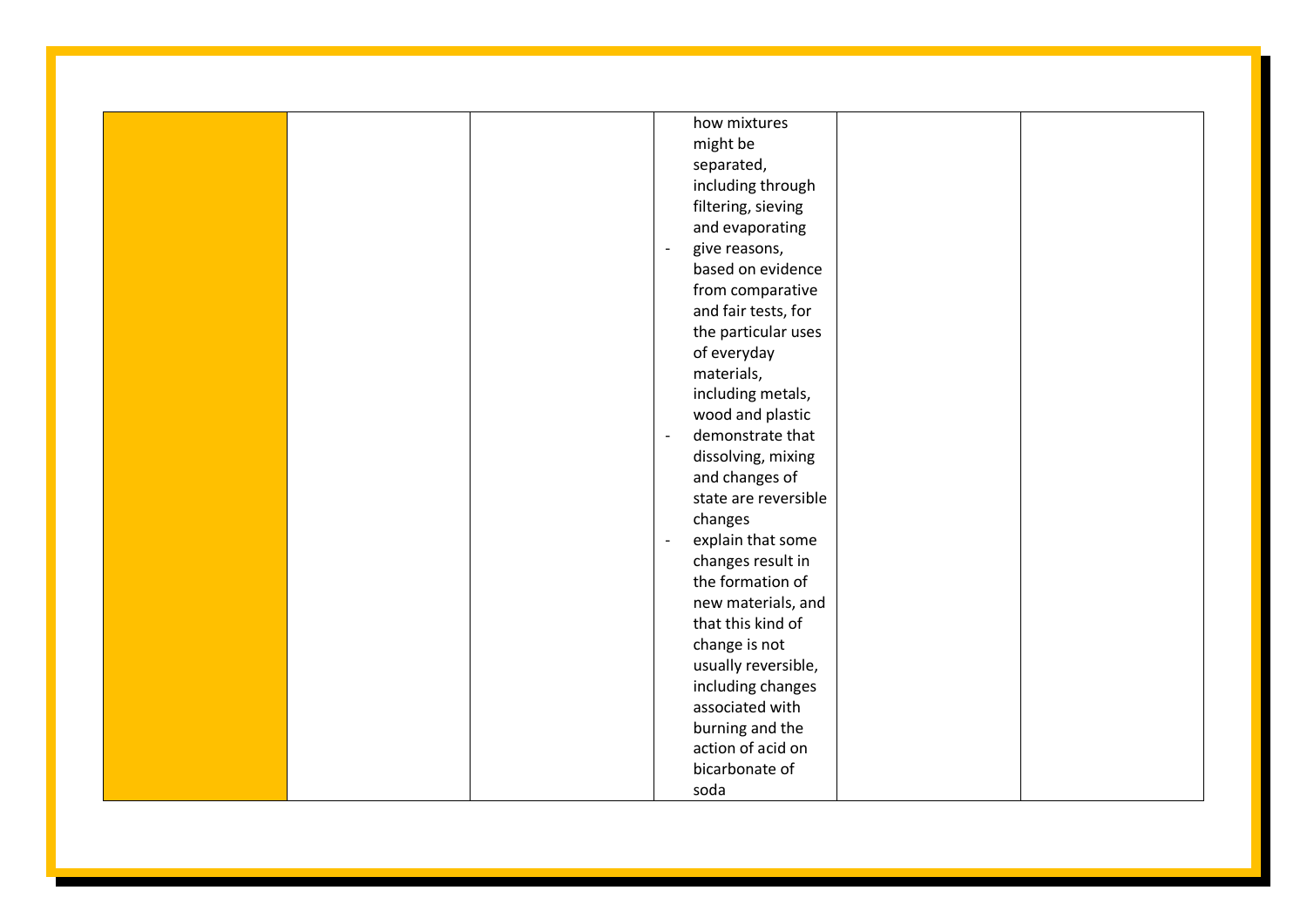|  |  |  | how mixtures might be separated, including through filtering, sieving and evaporating<br>- give reasons, based on evidence from comparative and fair tests, for the particular uses of everyday materials, including metals, wood and plastic<br>- demonstrate that dissolving, mixing and changes of state are reversible changes<br>- explain that some changes result in the formation of new materials, and that this kind of change is not usually reversible, including changes associated with burning and the action of acid on bicarbonate of soda |  |  |
|---|---|---|---|---|---|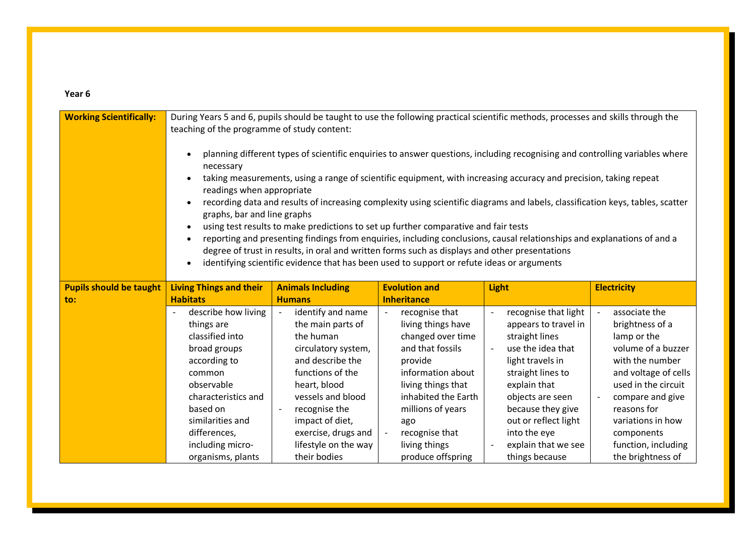**Year 6**

| **Working Scientifically:** | During Years 5 and 6, pupils should be taught to use the following practical scientific methods, processes and skills through the teaching of the programme of study content:<br><br>• planning different types of scientific enquiries to answer questions, including recognising and controlling variables where necessary<br>• taking measurements, using a range of scientific equipment, with increasing accuracy and precision, taking repeat readings when appropriate<br>• recording data and results of increasing complexity using scientific diagrams and labels, classification keys, tables, scatter graphs, bar and line graphs<br>• using test results to make predictions to set up further comparative and fair tests<br>• reporting and presenting findings from enquiries, including conclusions, causal relationships and explanations of and a degree of trust in results, in oral and written forms such as displays and other presentations<br>• identifying scientific evidence that has been used to support or refute ideas or arguments | | | | |
|---|---|---|---|---|---|
| **Pupils should be taught to:** | **Living Things and their Habitats** | **Animals Including Humans** | **Evolution and Inheritance** | **Light** | **Electricity** |
| | - describe how living things are classified into broad groups according to common observable characteristics and based on similarities and differences, including micro-organisms, plants | - identify and name the main parts of the human circulatory system, and describe the functions of the heart, blood vessels and blood<br>- recognise the impact of diet, exercise, drugs and lifestyle on the way their bodies | - recognise that living things have changed over time and that fossils provide information about living things that inhabited the Earth millions of years ago<br>- recognise that living things produce offspring | - recognise that light appears to travel in straight lines<br>- use the idea that light travels in straight lines to explain that objects are seen because they give out or reflect light into the eye<br>- explain that we see things because | - associate the brightness of a lamp or the volume of a buzzer with the number and voltage of cells used in the circuit<br>- compare and give reasons for variations in how components function, including the brightness of |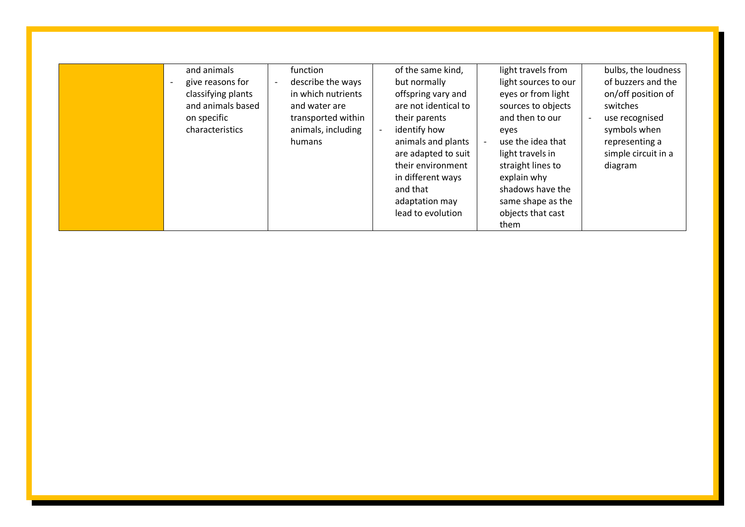| | | | | | |
|---|---|---|---|---|---|
| | and animals<br>- give reasons for classifying plants and animals based on specific characteristics | function<br>- describe the ways in which nutrients and water are transported within animals, including humans | of the same kind, but normally offspring vary and are not identical to their parents<br>- identify how animals and plants are adapted to suit their environment in different ways and that adaptation may lead to evolution | light travels from light sources to our eyes or from light sources to objects and then to our eyes<br>- use the idea that light travels in straight lines to explain why shadows have the same shape as the objects that cast them | bulbs, the loudness of buzzers and the on/off position of switches<br>- use recognised symbols when representing a simple circuit in a diagram |